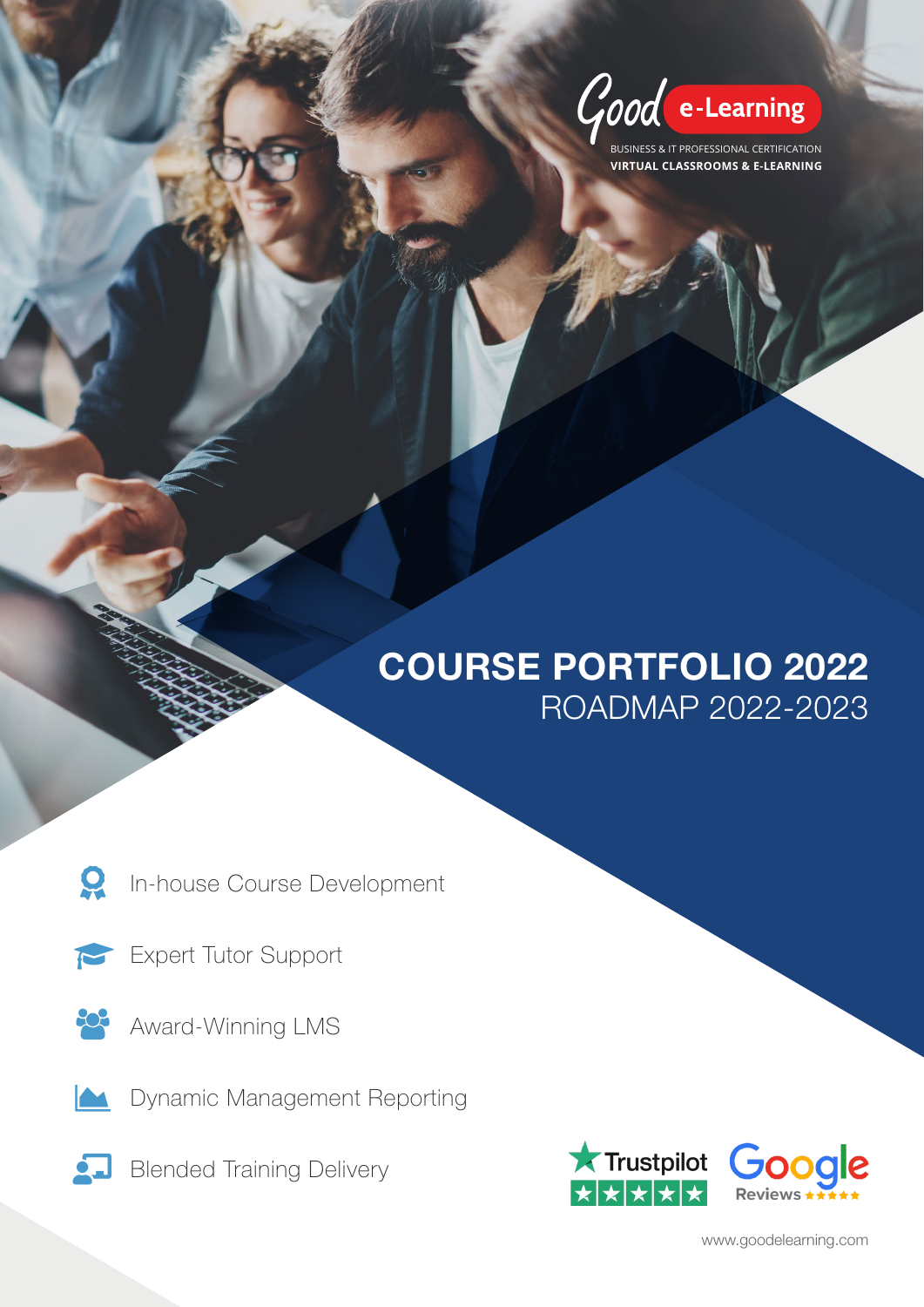Good e-Learning

BUSINESS & IT PROFESSIONAL CERTIFICATION
**VIRTUAL CLASSROOMS & E-LEARNING**

# COURSE PORTFOLIO 2022
## ROADMAP 2022-2023

- In-house Course Development
- Expert Tutor Support
- Award-Winning LMS
- Dynamic Management Reporting
- Blended Training Delivery

Trustpilot

Google Reviews

www.goodelearning.com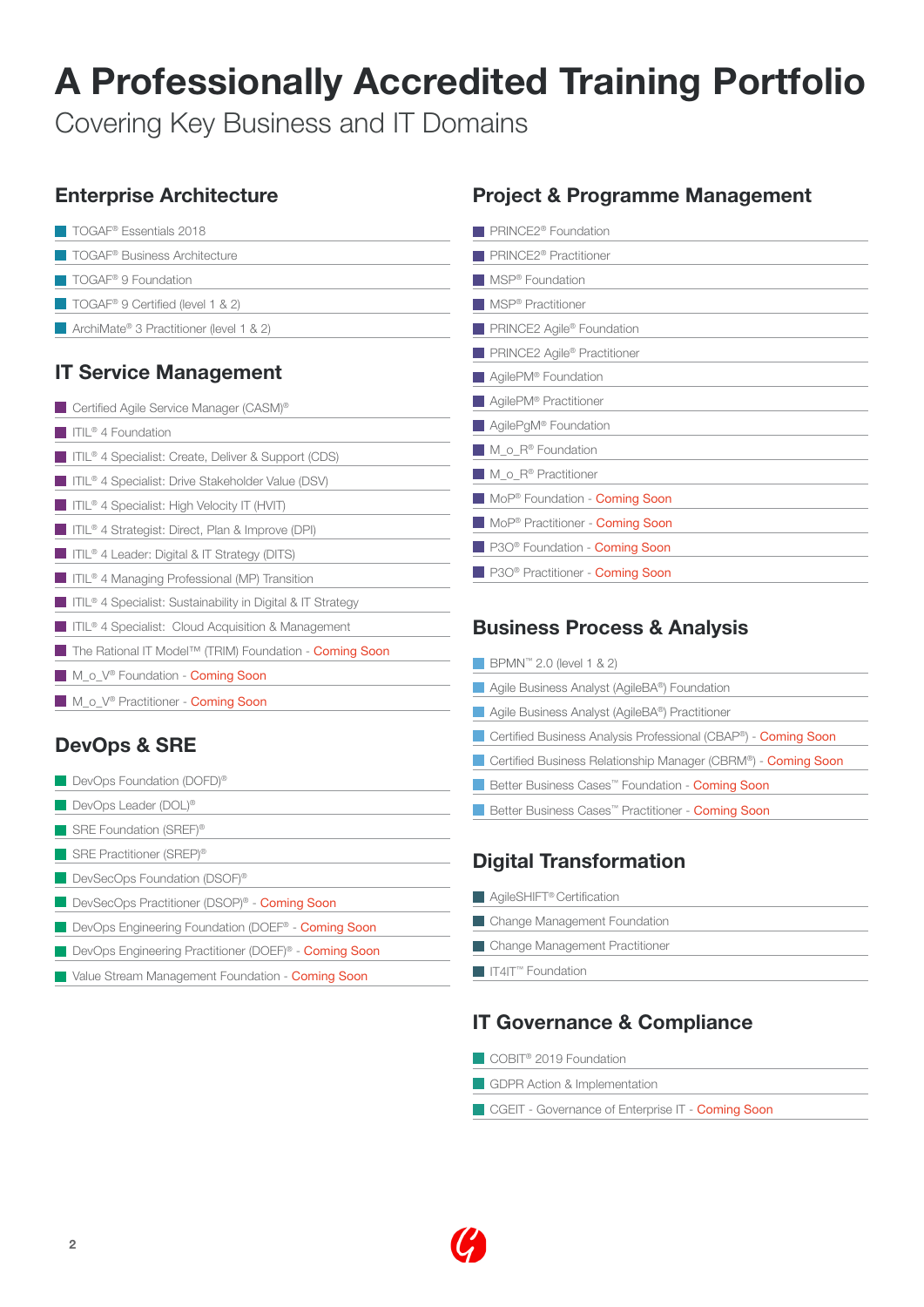# A Professionally Accredited Training Portfolio

Covering Key Business and IT Domains

## Enterprise Architecture

- TOGAF® Essentials 2018
- TOGAF® Business Architecture
- TOGAF® 9 Foundation
- TOGAF® 9 Certified (level 1 & 2)
- ArchiMate® 3 Practitioner (level 1 & 2)

## IT Service Management

- Certified Agile Service Manager (CASM)®
- ITIL® 4 Foundation
- ITIL® 4 Specialist: Create, Deliver & Support (CDS)
- ITIL® 4 Specialist: Drive Stakeholder Value (DSV)
- ITIL® 4 Specialist: High Velocity IT (HVIT)
- ITIL® 4 Strategist: Direct, Plan & Improve (DPI)
- ITIL® 4 Leader: Digital & IT Strategy (DITS)
- ITIL® 4 Managing Professional (MP) Transition
- ITIL® 4 Specialist: Sustainability in Digital & IT Strategy
- ITIL® 4 Specialist: Cloud Acquisition & Management
- The Rational IT Model™ (TRIM) Foundation - Coming Soon
- M_o_V® Foundation - Coming Soon
- M_o_V® Practitioner - Coming Soon

## DevOps & SRE

- DevOps Foundation (DOFD)®
- DevOps Leader (DOL)®
- SRE Foundation (SREF)®
- SRE Practitioner (SREP)®
- DevSecOps Foundation (DSOF)®
- DevSecOps Practitioner (DSOP)® - Coming Soon
- DevOps Engineering Foundation (DOEF® - Coming Soon
- DevOps Engineering Practitioner (DOEP)® - Coming Soon
- Value Stream Management Foundation - Coming Soon

## Project & Programme Management

- PRINCE2® Foundation
- PRINCE2® Practitioner
- MSP® Foundation
- MSP® Practitioner
- PRINCE2 Agile® Foundation
- PRINCE2 Agile® Practitioner
- AgilePM® Foundation
- AgilePM® Practitioner
- AgilePgM® Foundation
- M_o_R® Foundation
- M_o_R® Practitioner
- MoP® Foundation - Coming Soon
- MoP® Practitioner - Coming Soon
- P3O® Foundation - Coming Soon
- P3O® Practitioner - Coming Soon

## Business Process & Analysis

- BPMN™ 2.0 (level 1 & 2)
- Agile Business Analyst (AgileBA®) Foundation
- Agile Business Analyst (AgileBA®) Practitioner
- Certified Business Analysis Professional (CBAP®) - Coming Soon
- Certified Business Relationship Manager (CBRM®) - Coming Soon
- Better Business Cases™ Foundation - Coming Soon
- Better Business Cases™ Practitioner - Coming Soon

## Digital Transformation

- AgileSHIFT® Certification
- Change Management Foundation
- Change Management Practitioner
- IT4IT™ Foundation

## IT Governance & Compliance

- COBIT® 2019 Foundation
- GDPR Action & Implementation
- CGEIT - Governance of Enterprise IT - Coming Soon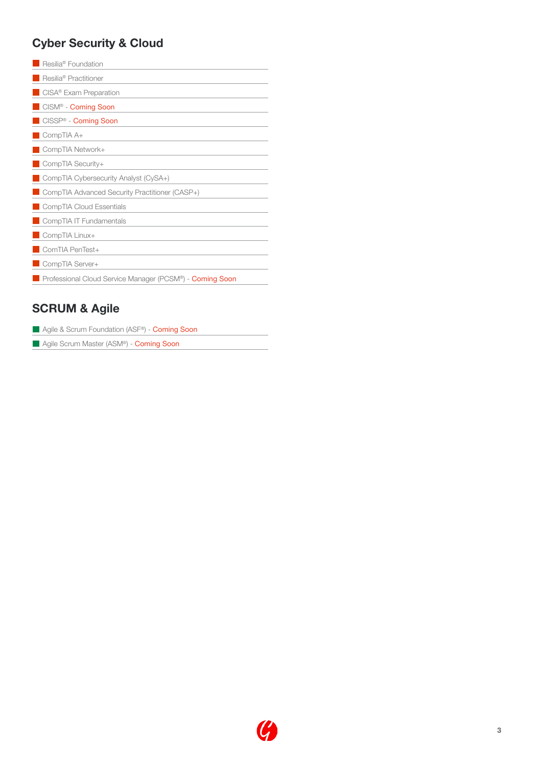## Cyber Security & Cloud

- Resilia® Foundation
- Resilia® Practitioner
- CISA® Exam Preparation
- CISM® - Coming Soon
- CISSP® - Coming Soon
- CompTIA A+
- CompTIA Network+
- CompTIA Security+
- CompTIA Cybersecurity Analyst (CySA+)
- CompTIA Advanced Security Practitioner (CASP+)
- CompTIA Cloud Essentials
- CompTIA IT Fundamentals
- CompTIA Linux+
- ComTIA PenTest+
- CompTIA Server+
- Professional Cloud Service Manager (PCSM®) - Coming Soon

## SCRUM & Agile

- Agile & Scrum Foundation (ASF®) - Coming Soon
- Agile Scrum Master (ASM®) - Coming Soon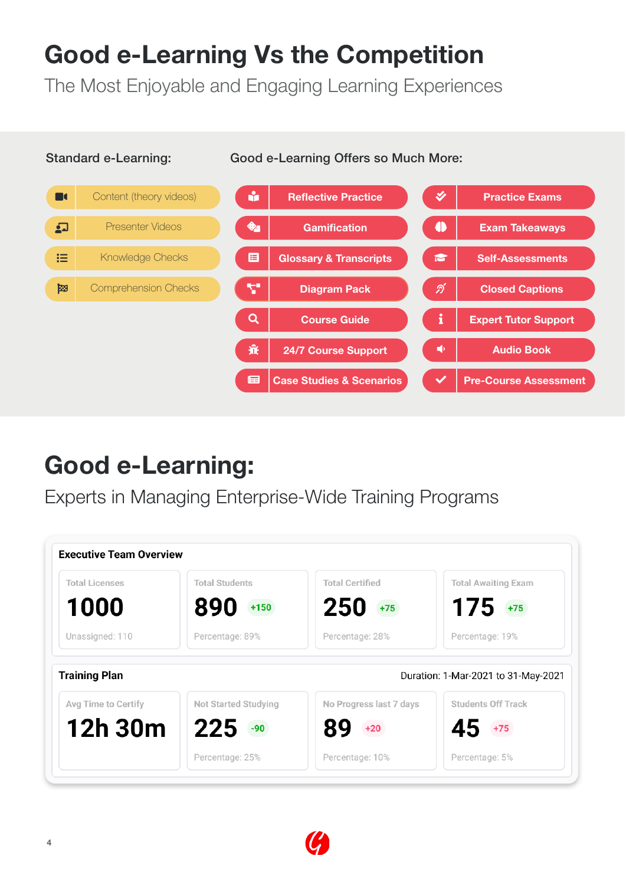# Good e-Learning Vs the Competition

The Most Enjoyable and Engaging Learning Experiences

**Standard e-Learning:**

- Content (theory videos)
- Presenter Videos
- Knowledge Checks
- Comprehension Checks

**Good e-Learning Offers so Much More:**

- Reflective Practice
- Gamification
- Glossary & Transcripts
- Diagram Pack
- Course Guide
- 24/7 Course Support
- Case Studies & Scenarios
- Practice Exams
- Exam Takeaways
- Self-Assessments
- Closed Captions
- Expert Tutor Support
- Audio Book
- Pre-Course Assessment

# Good e-Learning:

Experts in Managing Enterprise-Wide Training Programs

**Executive Team Overview**

| Total Licenses | Total Students | Total Certified | Total Awaiting Exam |
|---|---|---|---|
| 1000 | 890 (+150) | 250 (+75) | 175 (+75) |
| Unassigned: 110 | Percentage: 89% | Percentage: 28% | Percentage: 19% |

**Training Plan** — Duration: 1-Mar-2021 to 31-May-2021

| Avg Time to Certify | Not Started Studying | No Progress last 7 days | Students Off Track |
|---|---|---|---|
| 12h 30m | 225 (-90) | 89 (+20) | 45 (+75) |
| | Percentage: 25% | Percentage: 10% | Percentage: 5% |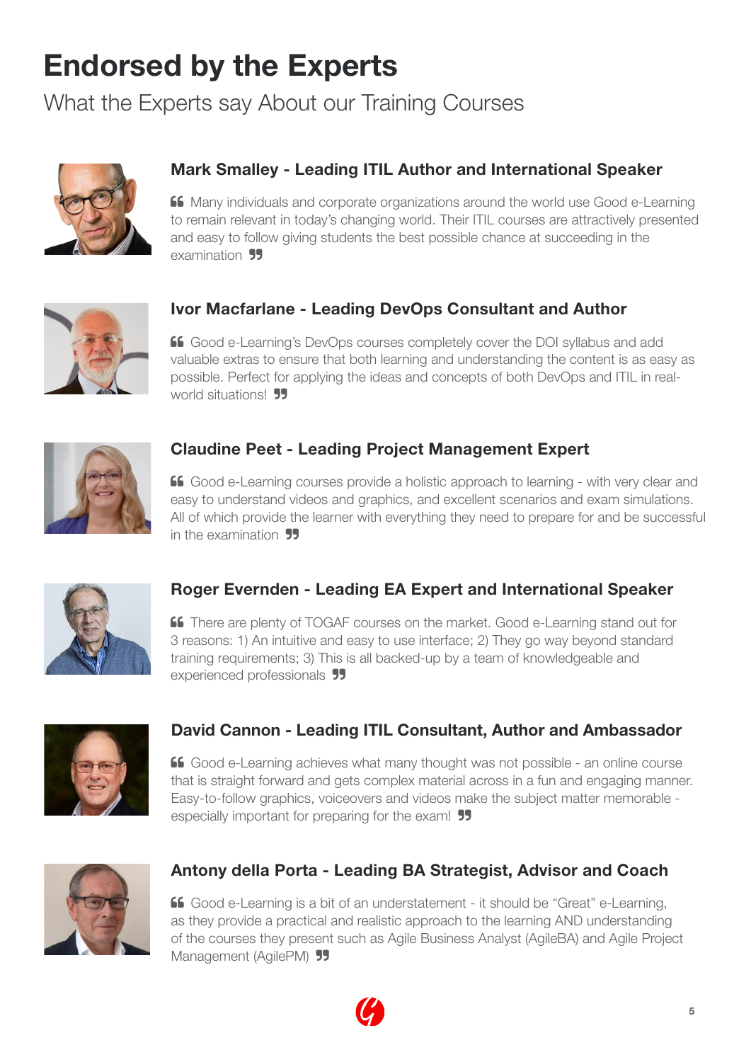# Endorsed by the Experts

What the Experts say About our Training Courses

### Mark Smalley - Leading ITIL Author and International Speaker

“ Many individuals and corporate organizations around the world use Good e-Learning to remain relevant in today's changing world. Their ITIL courses are attractively presented and easy to follow giving students the best possible chance at succeeding in the examination ”

### Ivor Macfarlane - Leading DevOps Consultant and Author

“ Good e-Learning's DevOps courses completely cover the DOI syllabus and add valuable extras to ensure that both learning and understanding the content is as easy as possible. Perfect for applying the ideas and concepts of both DevOps and ITIL in real-world situations! ”

### Claudine Peet - Leading Project Management Expert

“ Good e-Learning courses provide a holistic approach to learning - with very clear and easy to understand videos and graphics, and excellent scenarios and exam simulations. All of which provide the learner with everything they need to prepare for and be successful in the examination ”

### Roger Evernden - Leading EA Expert and International Speaker

“ There are plenty of TOGAF courses on the market. Good e-Learning stand out for 3 reasons: 1) An intuitive and easy to use interface; 2) They go way beyond standard training requirements; 3) This is all backed-up by a team of knowledgeable and experienced professionals ”

### David Cannon - Leading ITIL Consultant, Author and Ambassador

“ Good e-Learning achieves what many thought was not possible - an online course that is straight forward and gets complex material across in a fun and engaging manner. Easy-to-follow graphics, voiceovers and videos make the subject matter memorable - especially important for preparing for the exam! ”

### Antony della Porta - Leading BA Strategist, Advisor and Coach

“ Good e-Learning is a bit of an understatement - it should be “Great” e-Learning, as they provide a practical and realistic approach to the learning AND understanding of the courses they present such as Agile Business Analyst (AgileBA) and Agile Project Management (AgilePM) ”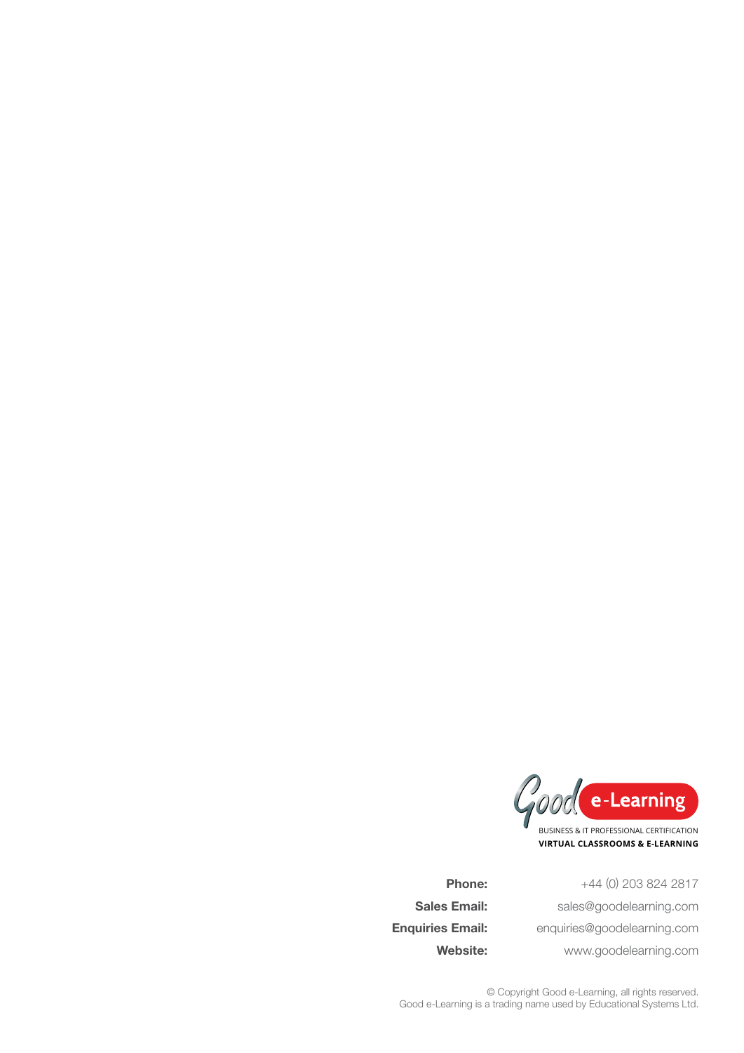Good e-Learning

BUSINESS & IT PROFESSIONAL CERTIFICATION
**VIRTUAL CLASSROOMS & E-LEARNING**

| | |
|---|---|
| **Phone:** | +44 (0) 203 824 2817 |
| **Sales Email:** | sales@goodelearning.com |
| **Enquiries Email:** | enquiries@goodelearning.com |
| **Website:** | www.goodelearning.com |

© Copyright Good e-Learning, all rights reserved.
Good e-Learning is a trading name used by Educational Systems Ltd.